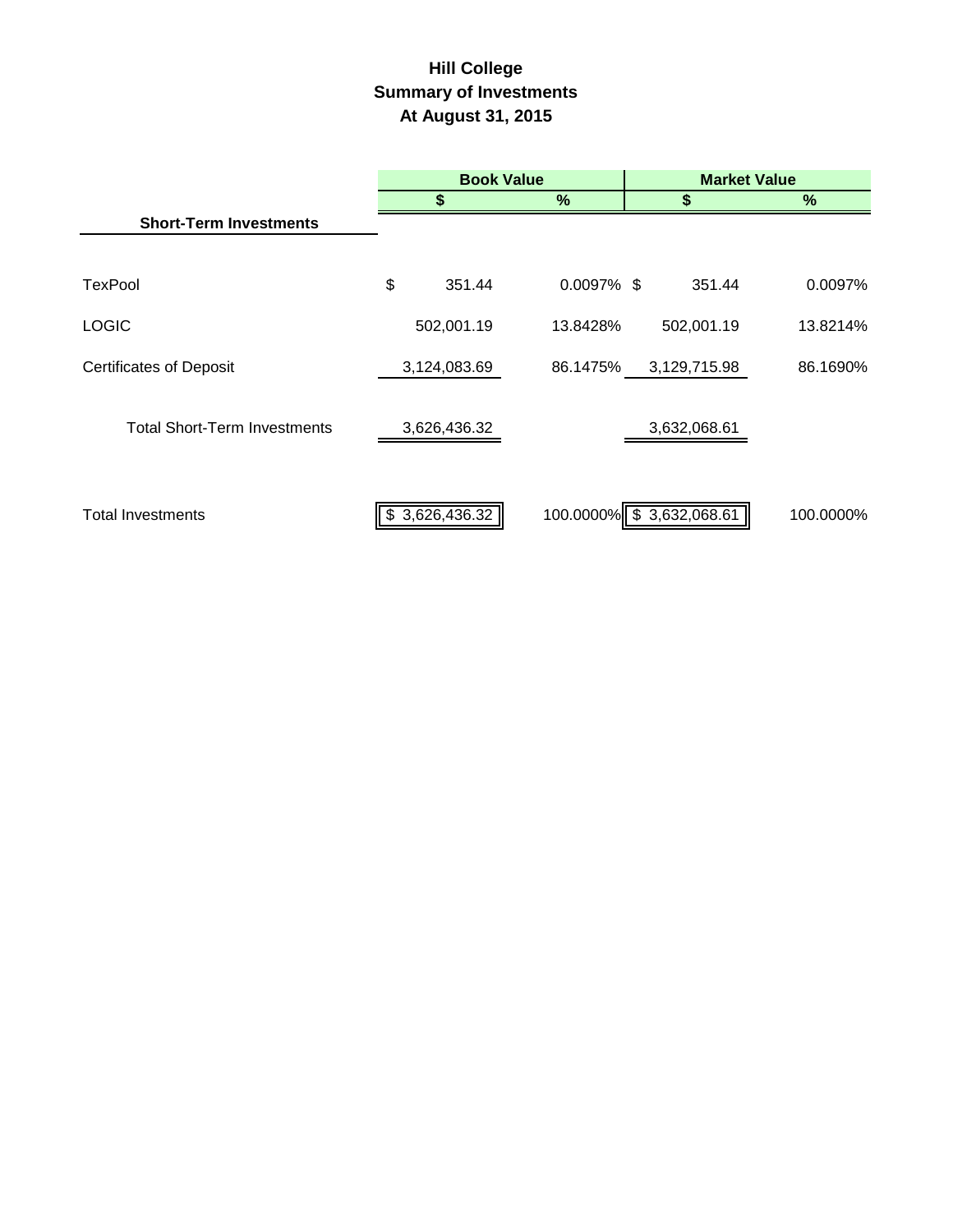# Hill College
## Summary of Investments
## At August 31, 2015

| | Book Value | | Market Value | |
|---|---|---|---|---|
| | $ | % | $ | % |
| **Short-Term Investments** | | | | |
| TexPool | $ 351.44 | 0.0097% | $ 351.44 | 0.0097% |
| LOGIC | 502,001.19 | 13.8428% | 502,001.19 | 13.8214% |
| Certificates of Deposit | 3,124,083.69 | 86.1475% | 3,129,715.98 | 86.1690% |
| Total Short-Term Investments | 3,626,436.32 | | 3,632,068.61 | |
| Total Investments | $ 3,626,436.32 | 100.0000% | $ 3,632,068.61 | 100.0000% |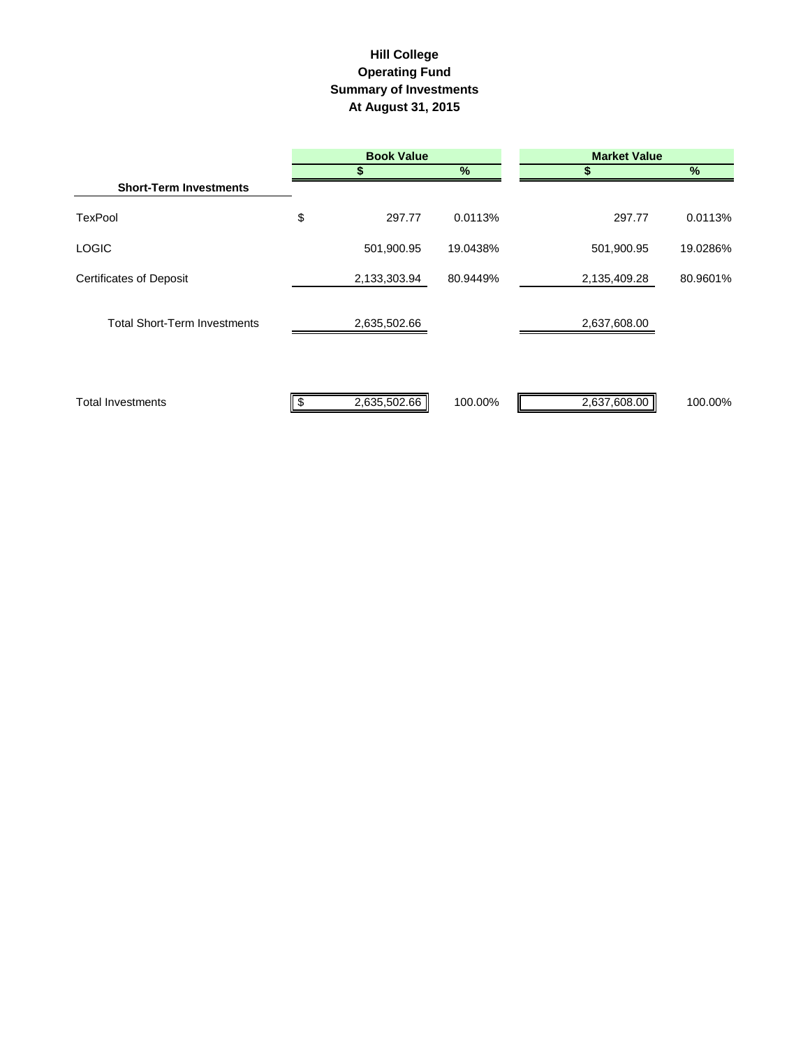# Hill College
## Operating Fund
## Summary of Investments
## At August 31, 2015

| | Book Value | | Market Value | |
|---|---|---|---|---|
| | $ | % | $ | % |
| **Short-Term Investments** | | | | |
| TexPool | $ 297.77 | 0.0113% | 297.77 | 0.0113% |
| LOGIC | 501,900.95 | 19.0438% | 501,900.95 | 19.0286% |
| Certificates of Deposit | 2,133,303.94 | 80.9449% | 2,135,409.28 | 80.9601% |
| Total Short-Term Investments | 2,635,502.66 | | 2,637,608.00 | |
| Total Investments | $ 2,635,502.66 | 100.00% | 2,637,608.00 | 100.00% |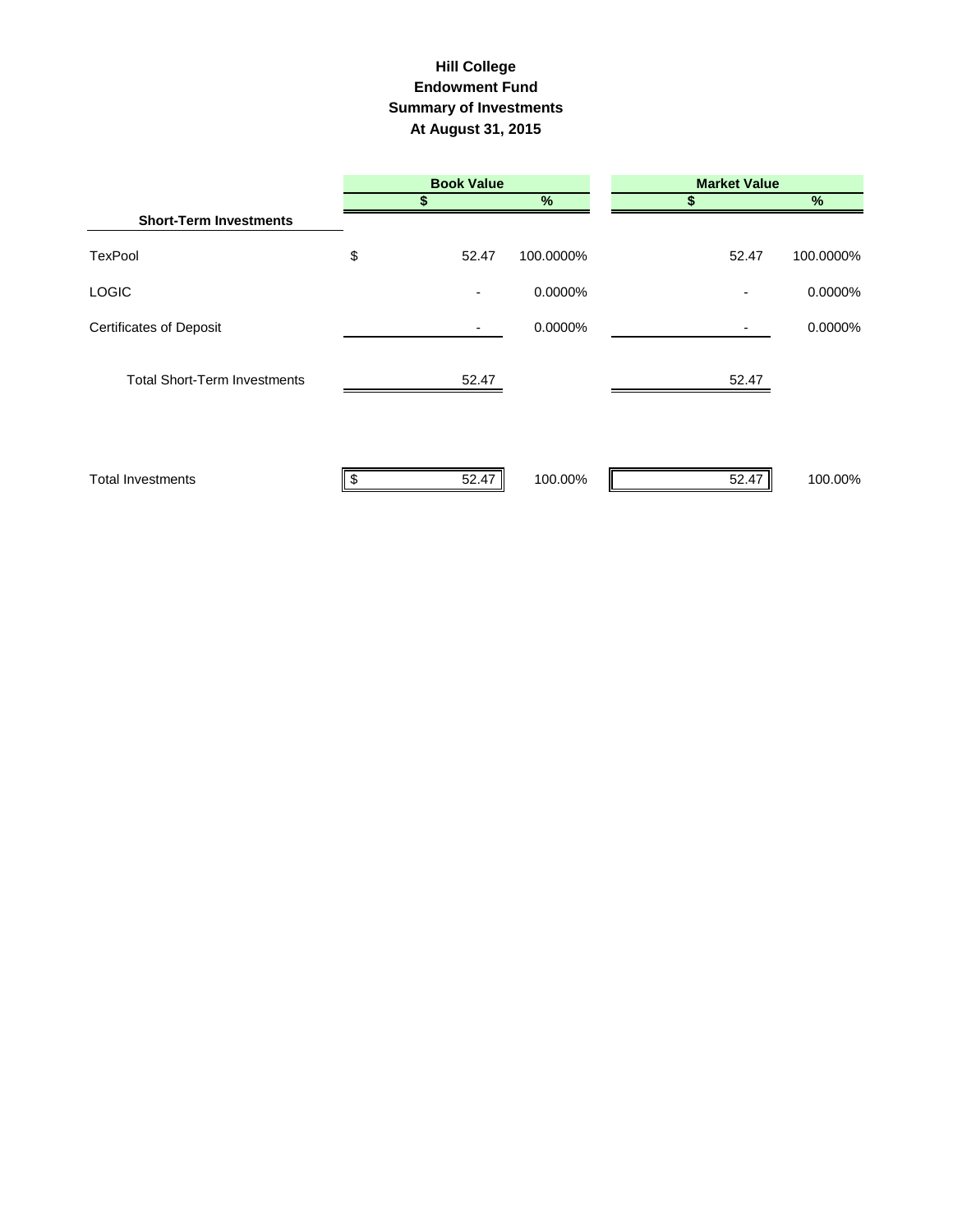# Hill College
## Endowment Fund
## Summary of Investments
## At August 31, 2015

| | Book Value | | Market Value | |
|---|---|---|---|---|
| | $ | % | $ | % |
| **Short-Term Investments** | | | | |
| TexPool | $ 52.47 | 100.0000% | 52.47 | 100.0000% |
| LOGIC | - | 0.0000% | - | 0.0000% |
| Certificates of Deposit | - | 0.0000% | - | 0.0000% |
| Total Short-Term Investments | 52.47 | | 52.47 | |
| Total Investments | $ 52.47 | 100.00% | 52.47 | 100.00% |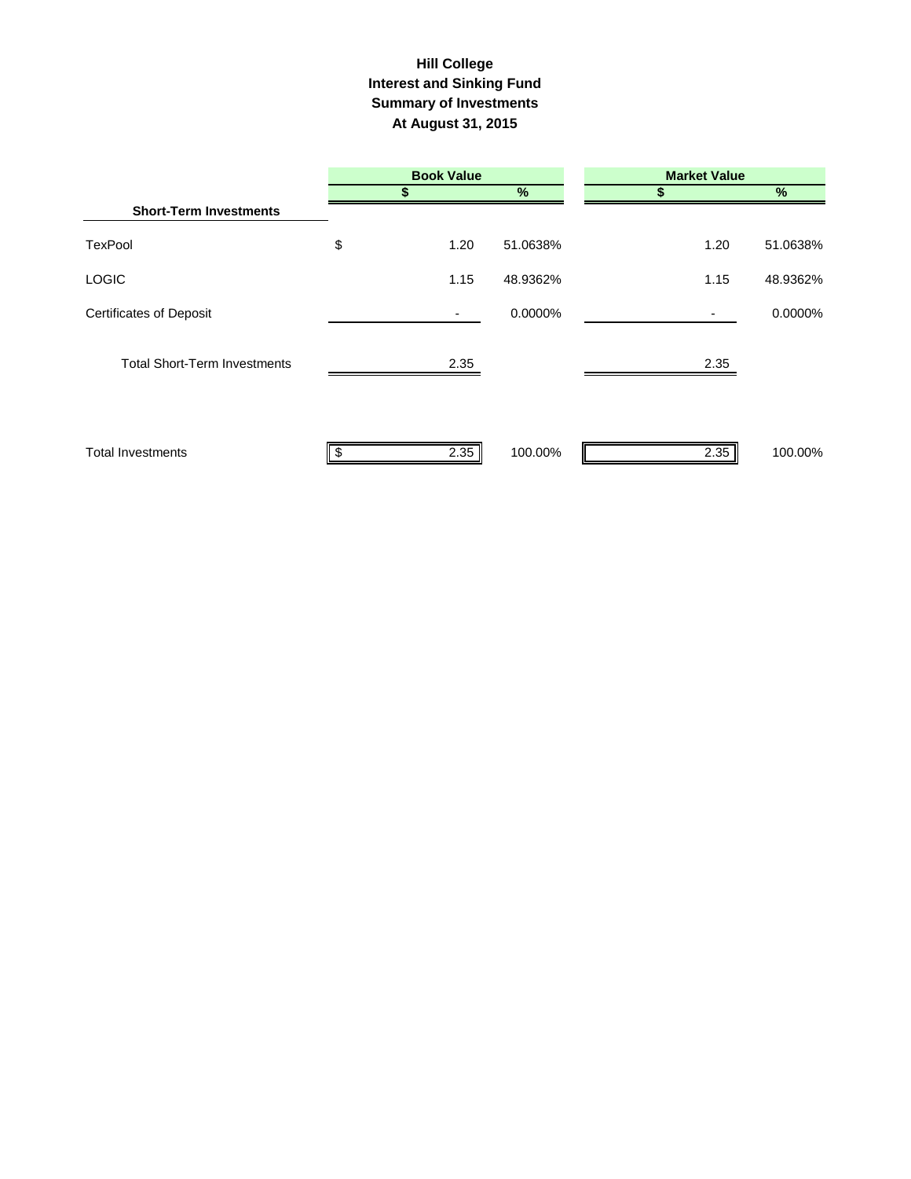# Hill College
## Interest and Sinking Fund
## Summary of Investments
## At August 31, 2015

| | Book Value | | Market Value | |
|---|---|---|---|---|
| | $ | % | $ | % |
| **Short-Term Investments** | | | | |
| TexPool | $ 1.20 | 51.0638% | 1.20 | 51.0638% |
| LOGIC | 1.15 | 48.9362% | 1.15 | 48.9362% |
| Certificates of Deposit | - | 0.0000% | - | 0.0000% |
| Total Short-Term Investments | 2.35 | | 2.35 | |
| Total Investments | $ 2.35 | 100.00% | 2.35 | 100.00% |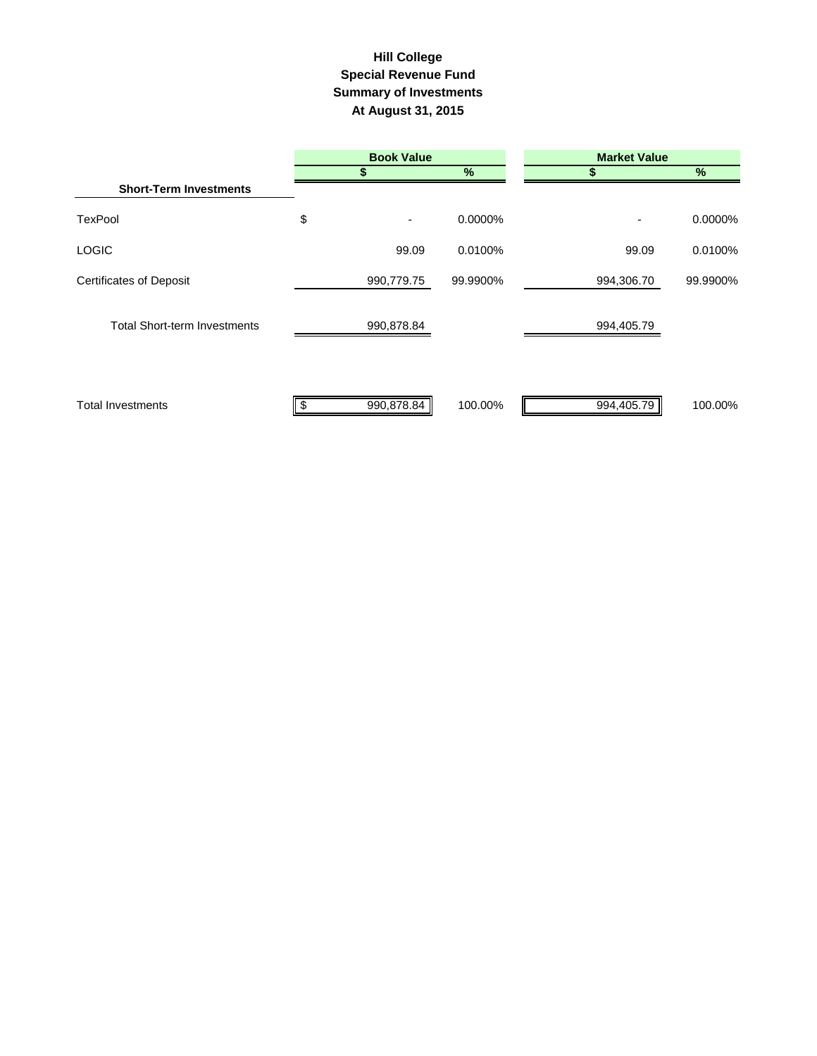# Hill College
## Special Revenue Fund
## Summary of Investments
## At August 31, 2015

| | Book Value | | Market Value | |
|---|---|---|---|---|
| | $ | % | $ | % |
| **Short-Term Investments** | | | | |
| TexPool | $ - | 0.0000% | - | 0.0000% |
| LOGIC | 99.09 | 0.0100% | 99.09 | 0.0100% |
| Certificates of Deposit | 990,779.75 | 99.9900% | 994,306.70 | 99.9900% |
| Total Short-term Investments | 990,878.84 | | 994,405.79 | |
| Total Investments | $ 990,878.84 | 100.00% | 994,405.79 | 100.00% |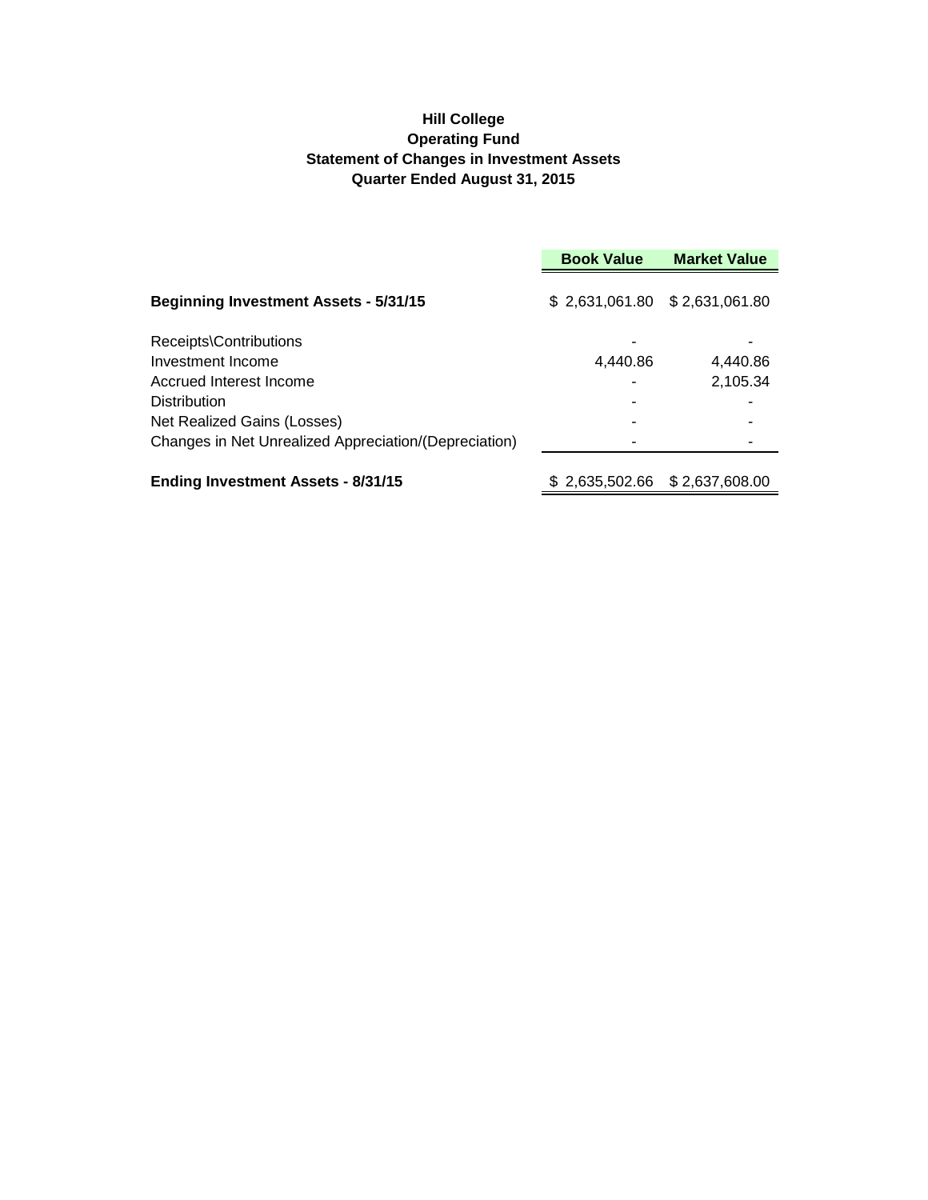**Hill College**
**Operating Fund**
**Statement of Changes in Investment Assets**
**Quarter Ended August 31, 2015**

| | Book Value | Market Value |
|---|---|---|
| **Beginning Investment Assets - 5/31/15** | $ 2,631,061.80 | $ 2,631,061.80 |
| Receipts\Contributions | - | - |
| Investment Income | 4,440.86 | 4,440.86 |
| Accrued Interest Income | - | 2,105.34 |
| Distribution | - | - |
| Net Realized Gains (Losses) | - | - |
| Changes in Net Unrealized Appreciation/(Depreciation) | - | - |
| **Ending Investment Assets - 8/31/15** | $ 2,635,502.66 | $ 2,637,608.00 |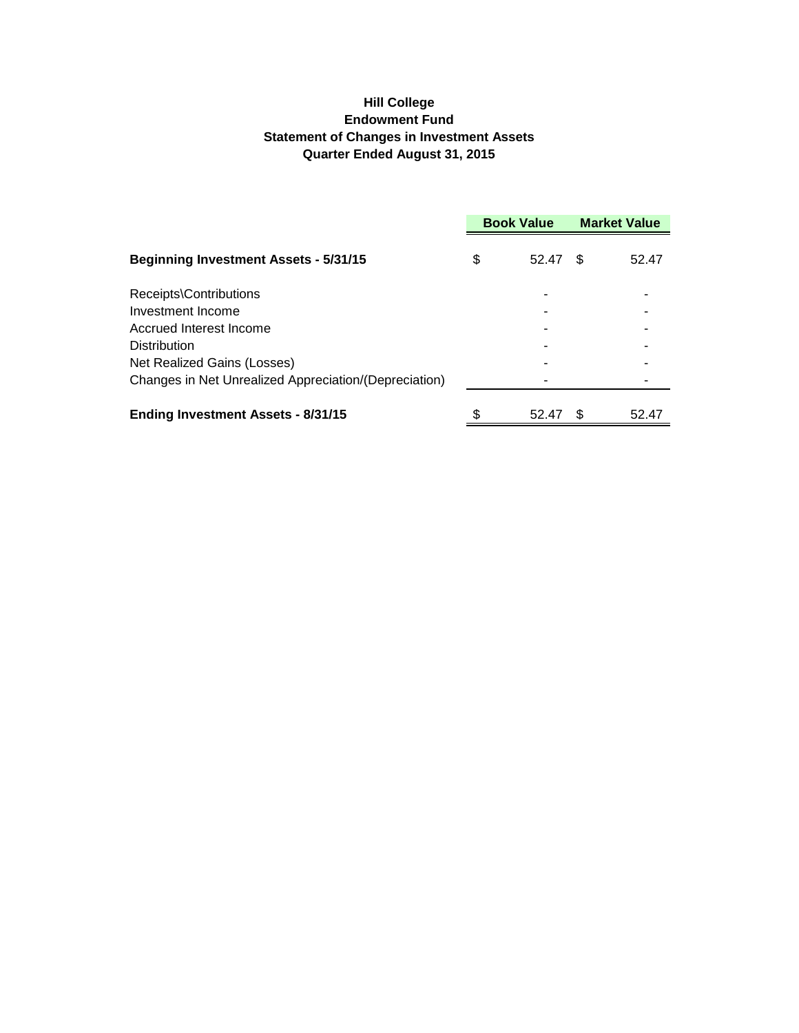**Hill College**
**Endowment Fund**
**Statement of Changes in Investment Assets**
**Quarter Ended August 31, 2015**

| | Book Value | Market Value |
|---|---|---|
| **Beginning Investment Assets - 5/31/15** | $ 52.47 | $ 52.47 |
| Receipts\Contributions | - | - |
| Investment Income | - | - |
| Accrued Interest Income | - | - |
| Distribution | - | - |
| Net Realized Gains (Losses) | - | - |
| Changes in Net Unrealized Appreciation/(Depreciation) | - | - |
| **Ending Investment Assets - 8/31/15** | $ 52.47 | $ 52.47 |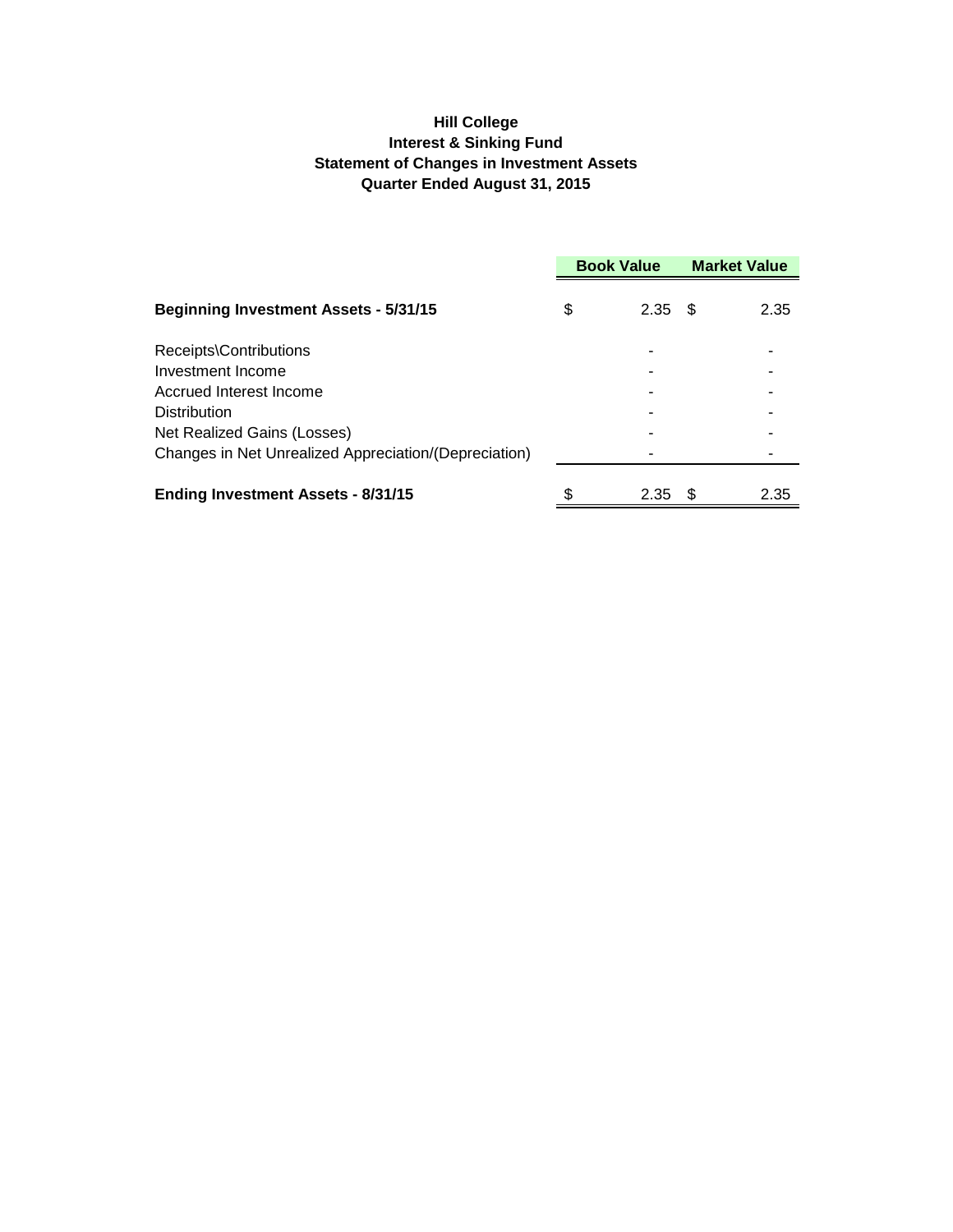**Hill College**
**Interest & Sinking Fund**
**Statement of Changes in Investment Assets**
**Quarter Ended August 31, 2015**

| | Book Value | Market Value |
|---|---|---|
| **Beginning Investment Assets - 5/31/15** | $ 2.35 | $ 2.35 |
| Receipts\Contributions | - | - |
| Investment Income | - | - |
| Accrued Interest Income | - | - |
| Distribution | - | - |
| Net Realized Gains (Losses) | - | - |
| Changes in Net Unrealized Appreciation/(Depreciation) | - | - |
| **Ending Investment Assets - 8/31/15** | $ 2.35 | $ 2.35 |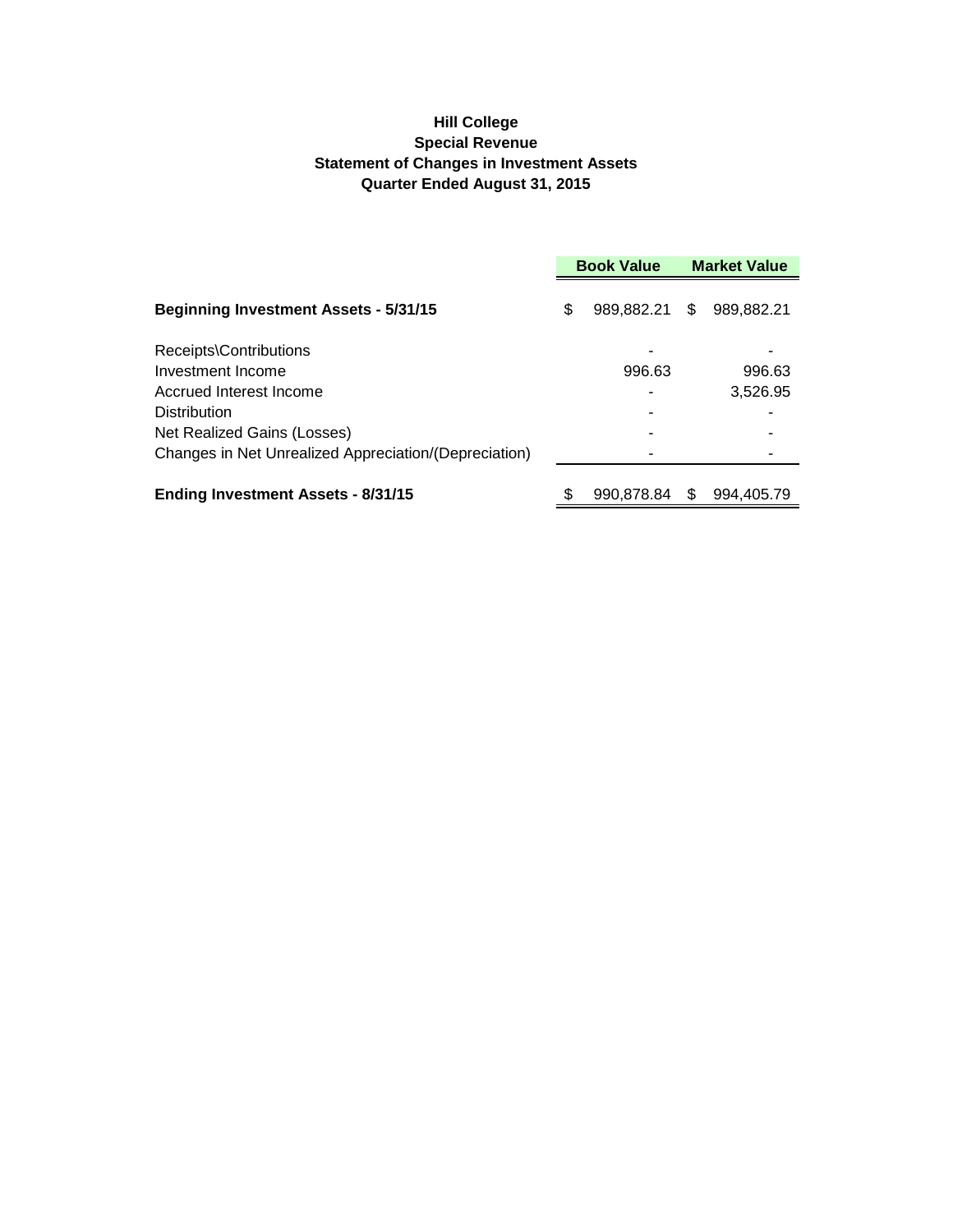**Hill College**
**Special Revenue**
**Statement of Changes in Investment Assets**
**Quarter Ended August 31, 2015**

| | Book Value | Market Value |
|---|---|---|
| **Beginning Investment Assets - 5/31/15** | $ 989,882.21 | $ 989,882.21 |
| Receipts\Contributions | - | - |
| Investment Income | 996.63 | 996.63 |
| Accrued Interest Income | - | 3,526.95 |
| Distribution | - | - |
| Net Realized Gains (Losses) | - | - |
| Changes in Net Unrealized Appreciation/(Depreciation) | - | - |
| **Ending Investment Assets - 8/31/15** | $ 990,878.84 | $ 994,405.79 |